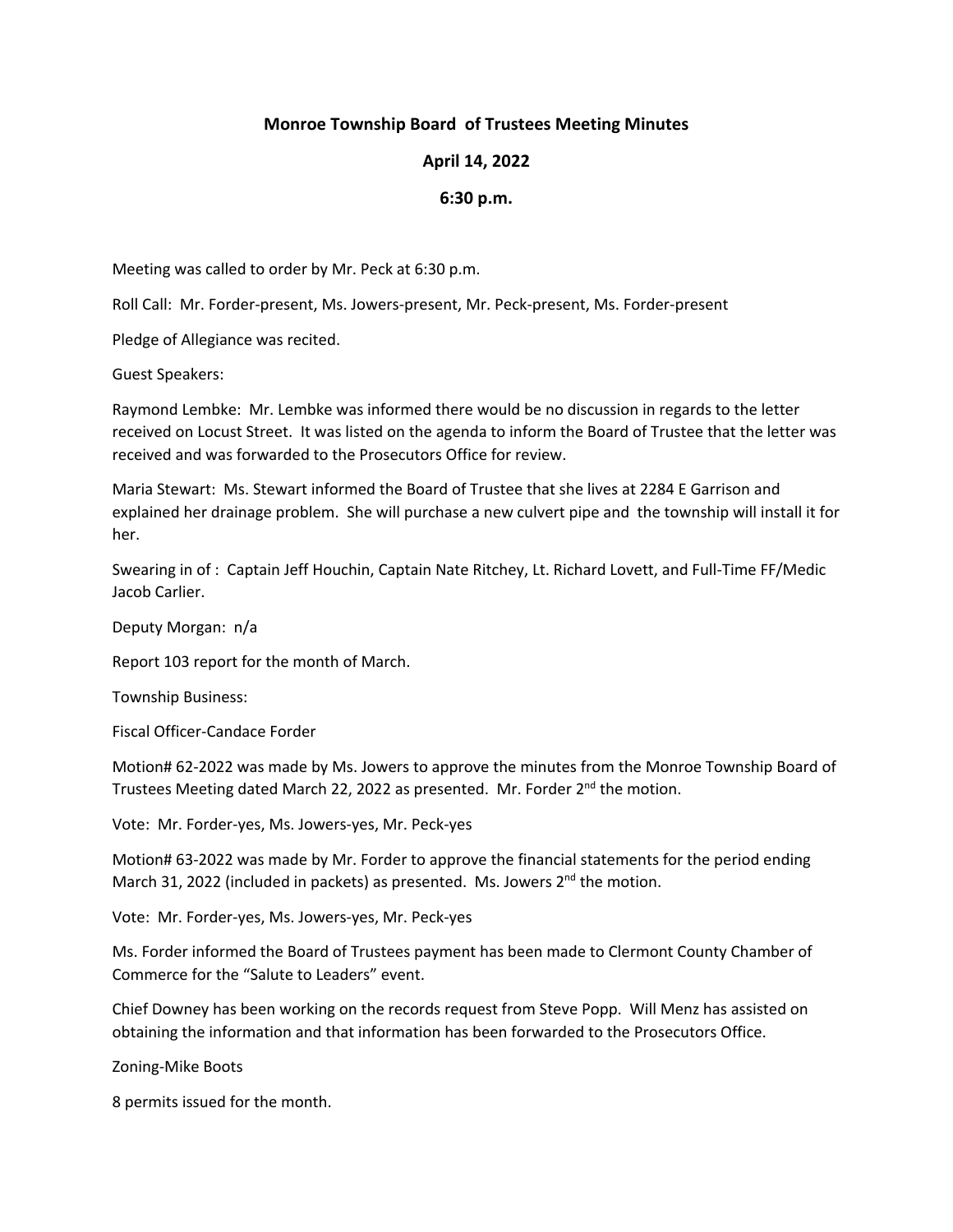# Monroe Township Board of Trustees Meeting Minutes

## April 14, 2022

## 6:30 p.m.

Meeting was called to order by Mr. Peck at 6:30 p.m.

Roll Call: Mr. Forder-present, Ms. Jowers-present, Mr. Peck-present, Ms. Forder-present

Pledge of Allegiance was recited.

Guest Speakers:

Raymond Lembke: Mr. Lembke was informed there would be no discussion in regards to the letter received on Locust Street. It was listed on the agenda to inform the Board of Trustee that the letter was received and was forwarded to the Prosecutors Office for review.

Maria Stewart: Ms. Stewart informed the Board of Trustee that she lives at 2284 E Garrison and explained her drainage problem. She will purchase a new culvert pipe and the township will install it for her.

Swearing in of : Captain Jeff Houchin, Captain Nate Ritchey, Lt. Richard Lovett, and Full-Time FF/Medic Jacob Carlier.

Deputy Morgan: n/a

Report 103 report for the month of March.

Township Business:

Fiscal Officer-Candace Forder

Motion# 62-2022 was made by Ms. Jowers to approve the minutes from the Monroe Township Board of Trustees Meeting dated March 22, 2022 as presented. Mr. Forder 2nd the motion.

Vote: Mr. Forder-yes, Ms. Jowers-yes, Mr. Peck-yes

Motion# 63-2022 was made by Mr. Forder to approve the financial statements for the period ending March 31, 2022 (included in packets) as presented. Ms. Jowers 2nd the motion.

Vote: Mr. Forder-yes, Ms. Jowers-yes, Mr. Peck-yes

Ms. Forder informed the Board of Trustees payment has been made to Clermont County Chamber of Commerce for the "Salute to Leaders" event.

Chief Downey has been working on the records request from Steve Popp. Will Menz has assisted on obtaining the information and that information has been forwarded to the Prosecutors Office.

Zoning-Mike Boots

8 permits issued for the month.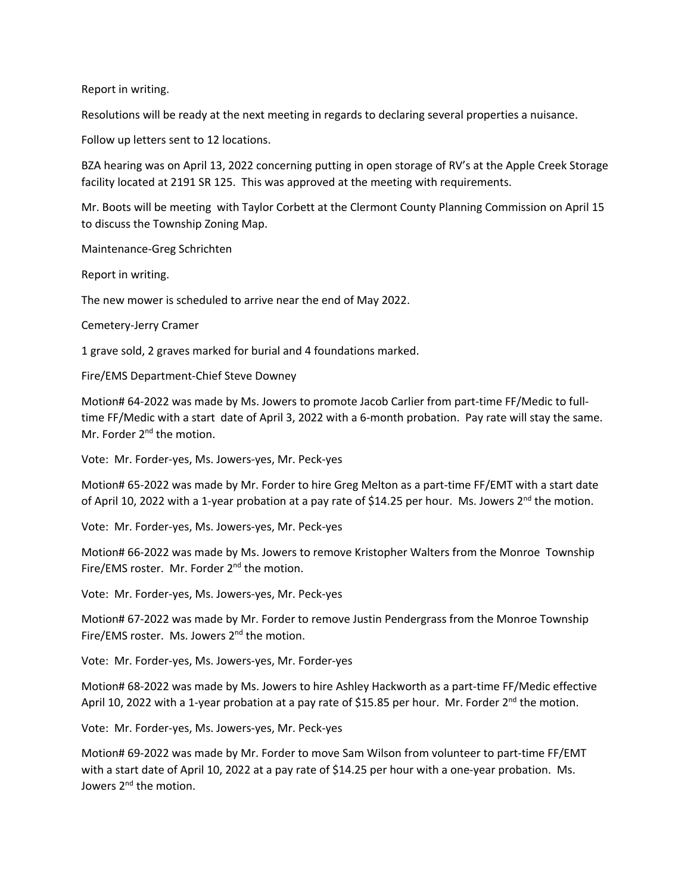Report in writing.

Resolutions will be ready at the next meeting in regards to declaring several properties a nuisance.

Follow up letters sent to 12 locations.

BZA hearing was on April 13, 2022 concerning putting in open storage of RV's at the Apple Creek Storage facility located at 2191 SR 125. This was approved at the meeting with requirements.

Mr. Boots will be meeting with Taylor Corbett at the Clermont County Planning Commission on April 15 to discuss the Township Zoning Map.

Maintenance-Greg Schrichten

Report in writing.

The new mower is scheduled to arrive near the end of May 2022.

Cemetery-Jerry Cramer

1 grave sold, 2 graves marked for burial and 4 foundations marked.

Fire/EMS Department-Chief Steve Downey

Motion# 64-2022 was made by Ms. Jowers to promote Jacob Carlier from part-time FF/Medic to full-time FF/Medic with a start date of April 3, 2022 with a 6-month probation. Pay rate will stay the same. Mr. Forder 2nd the motion.

Vote: Mr. Forder-yes, Ms. Jowers-yes, Mr. Peck-yes

Motion# 65-2022 was made by Mr. Forder to hire Greg Melton as a part-time FF/EMT with a start date of April 10, 2022 with a 1-year probation at a pay rate of $14.25 per hour. Ms. Jowers 2nd the motion.

Vote: Mr. Forder-yes, Ms. Jowers-yes, Mr. Peck-yes

Motion# 66-2022 was made by Ms. Jowers to remove Kristopher Walters from the Monroe Township Fire/EMS roster. Mr. Forder 2nd the motion.

Vote: Mr. Forder-yes, Ms. Jowers-yes, Mr. Peck-yes

Motion# 67-2022 was made by Mr. Forder to remove Justin Pendergrass from the Monroe Township Fire/EMS roster. Ms. Jowers 2nd the motion.

Vote: Mr. Forder-yes, Ms. Jowers-yes, Mr. Forder-yes

Motion# 68-2022 was made by Ms. Jowers to hire Ashley Hackworth as a part-time FF/Medic effective April 10, 2022 with a 1-year probation at a pay rate of $15.85 per hour. Mr. Forder 2nd the motion.

Vote: Mr. Forder-yes, Ms. Jowers-yes, Mr. Peck-yes

Motion# 69-2022 was made by Mr. Forder to move Sam Wilson from volunteer to part-time FF/EMT with a start date of April 10, 2022 at a pay rate of $14.25 per hour with a one-year probation. Ms. Jowers 2nd the motion.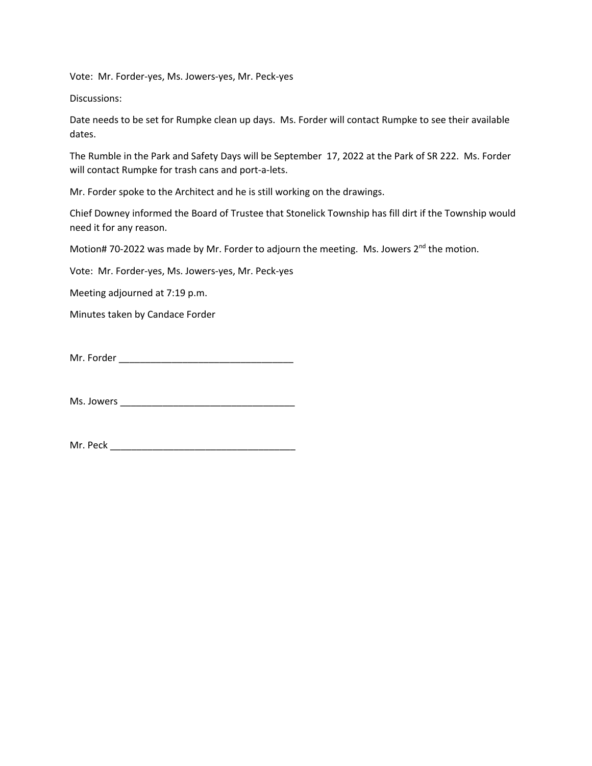Vote: Mr. Forder-yes, Ms. Jowers-yes, Mr. Peck-yes

Discussions:

Date needs to be set for Rumpke clean up days. Ms. Forder will contact Rumpke to see their available dates.

The Rumble in the Park and Safety Days will be September 17, 2022 at the Park of SR 222. Ms. Forder will contact Rumpke for trash cans and port-a-lets.

Mr. Forder spoke to the Architect and he is still working on the drawings.

Chief Downey informed the Board of Trustee that Stonelick Township has fill dirt if the Township would need it for any reason.

Motion# 70-2022 was made by Mr. Forder to adjourn the meeting. Ms. Jowers 2nd the motion.

Vote: Mr. Forder-yes, Ms. Jowers-yes, Mr. Peck-yes

Meeting adjourned at 7:19 p.m.

Minutes taken by Candace Forder

Mr. Forder ________________________________

Ms. Jowers ________________________________

Mr. Peck __________________________________